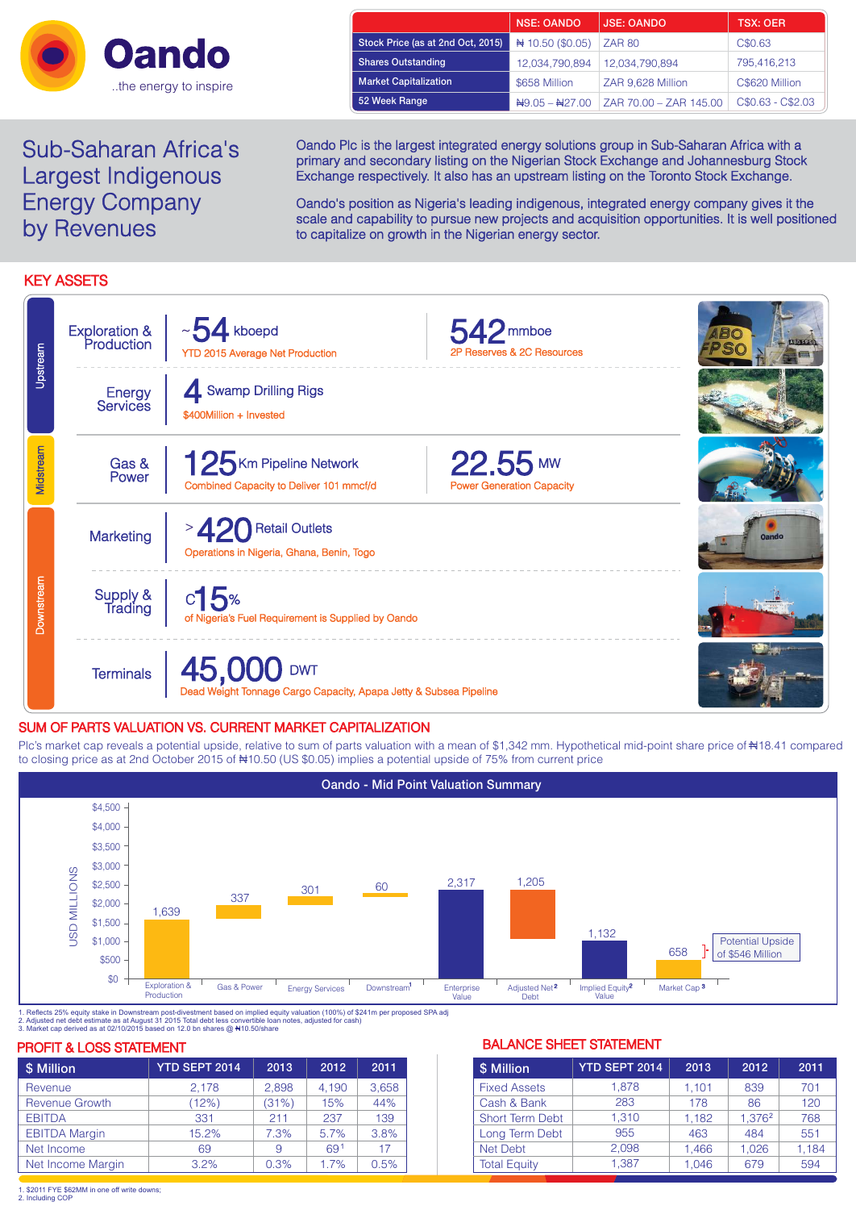# Oando

..the energy to inspire

| | NSE: OANDO | JSE: OANDO | TSX: OER |
|---|---|---|---|
| Stock Price (as at 2nd Oct, 2015) | ₦ 10.50 ($0.05) | ZAR 80 | C$0.63 |
| Shares Outstanding | 12,034,790,894 | 12,034,790,894 | 795,416,213 |
| Market Capitalization | $658 Million | ZAR 9,628 Million | C$620 Million |
| 52 Week Range | ₦9.05 – ₦27.00 | ZAR 70.00 – ZAR 145.00 | C$0.63 - C$2.03 |

## Sub-Saharan Africa's Largest Indigenous Energy Company by Revenues

Oando Plc is the largest integrated energy solutions group in Sub-Saharan Africa with a primary and secondary listing on the Nigerian Stock Exchange and Johannesburg Stock Exchange respectively. It also has an upstream listing on the Toronto Stock Exchange.

Oando's position as Nigeria's leading indigenous, integrated energy company gives it the scale and capability to pursue new projects and acquisition opportunities. It is well positioned to capitalize on growth in the Nigerian energy sector.

## KEY ASSETS

**Upstream**

- **Exploration & Production**: ~54 kboepd — YTD 2015 Average Net Production; 542 mmboe — 2P Reserves & 2C Resources
- **Energy Services**: 4 Swamp Drilling Rigs — $400Million + Invested

**Midstream**

- **Gas & Power**: 125 Km Pipeline Network — Combined Capacity to Deliver 101 mmcf/d; 22.55 MW — Power Generation Capacity

**Downstream**

- **Marketing**: >420 Retail Outlets — Operations in Nigeria, Ghana, Benin, Togo
- **Supply & Trading**: c15% — of Nigeria's Fuel Requirement is Supplied by Oando
- **Terminals**: 45,000 DWT — Dead Weight Tonnage Cargo Capacity, Apapa Jetty & Subsea Pipeline

## SUM OF PARTS VALUATION VS. CURRENT MARKET CAPITALIZATION

Plc's market cap reveals a potential upside, relative to sum of parts valuation with a mean of $1,342 mm. Hypothetical mid-point share price of ₦18.41 compared to closing price as at 2nd October 2015 of ₦10.50 (US $0.05) implies a potential upside of 75% from current price

### Oando - Mid Point Valuation Summary

(USD MILLIONS)

| Component | Value |
|---|---|
| Exploration & Production | 1,639 |
| Gas & Power | 337 |
| Energy Services | 301 |
| Downstream[1] | 60 |
| Enterprise Value | 2,317 |
| Adjusted Net[2] Debt | 1,205 |
| Implied Equity[2] Value | 1,132 |
| Market Cap[3] | 658 |

Potential Upside of $546 Million

1. Reflects 25% equity stake in Downstream post-divestment based on implied equity valuation (100%) of $241m per proposed SPA adj
2. Adjusted net debt estimate as at August 31 2015 Total debt less convertible loan notes, adjusted for cash)
3. Market cap derived as at 02/10/2015 based on 12.0 bn shares @ ₦10.50/share

## PROFIT & LOSS STATEMENT

| $ Million | YTD SEPT 2014 | 2013 | 2012 | 2011 |
|---|---|---|---|---|
| Revenue | 2,178 | 2,898 | 4,190 | 3,658 |
| Revenue Growth | (12%) | (31%) | 15% | 44% |
| EBITDA | 331 | 211 | 237 | 139 |
| EBITDA Margin | 15.2% | 7.3% | 5.7% | 3.8% |
| Net Income | 69 | 9 | 69[1] | 17 |
| Net Income Margin | 3.2% | 0.3% | 1.7% | 0.5% |

1. $2011 FYE $62MM in one off write downs;
2. Including COP

## BALANCE SHEET STATEMENT

| $ Million | YTD SEPT 2014 | 2013 | 2012 | 2011 |
|---|---|---|---|---|
| Fixed Assets | 1,878 | 1,101 | 839 | 701 |
| Cash & Bank | 283 | 178 | 86 | 120 |
| Short Term Debt | 1,310 | 1,182 | 1,376[2] | 768 |
| Long Term Debt | 955 | 463 | 484 | 551 |
| Net Debt | 2,098 | 1,466 | 1,026 | 1,184 |
| Total Equity | 1,387 | 1,046 | 679 | 594 |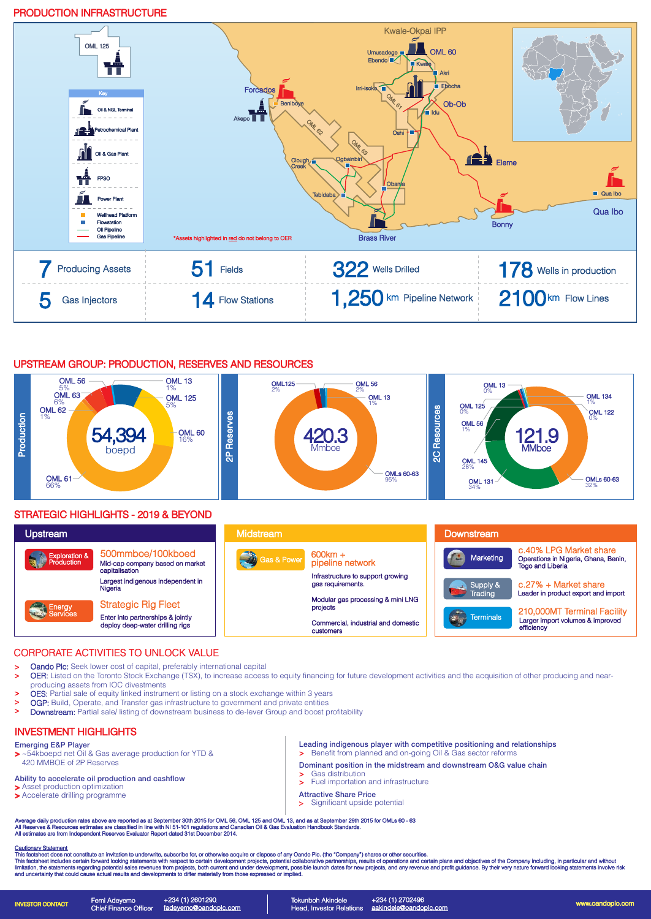## PRODUCTION INFRASTRUCTURE

OML 125

Key

- Oil & NGL Terminal
- Petrochemical Plant
- Oil & Gas Plant
- FPSO
- Power Plant
- Wellhead Platform
- Flowstation
- Oil Pipeline
- Gas Pipeline

Kwale-Okpai IPP, Umusadege, Ebendo, OML 60, Kwale, Akri, Ebocha, Irri-isoko, OML 61, Ob-Ob, Idu, Forcados, Beniboye, Akepo, OML 62, Oshi, Eleme, OML 63, Clough Creek, Ogbainbiri, Obama, Tebidaba, Brass River, Bonny, Qua Ibo

*Assets highlighted in red do not belong to OER

| | | | |
|---|---|---|---|
| 7 Producing Assets | 51 Fields | 322 Wells Drilled | 178 Wells in production |
| 5 Gas Injectors | 14 Flow Stations | 1,250 km Pipeline Network | 2100 km Flow Lines |

## UPSTREAM GROUP: PRODUCTION, RESERVES AND RESOURCES

Production

54,394 boepd

OML 56 5%, OML 63 6%, OML 62 1%, OML 13 1%, OML 125 5%, OML 60 16%, OML 61 66%

2P Reserves

420.3 Mmboe

OML125 2%, OML 56 2%, OML 13 1%, OMLs 60-63 95%

2C Resources

121.9 MMboe

OML 13 0%, OML 125 0%, OML 56 1%, OML 145 28%, OML 131 34%, OML 134 1%, OML 122 0%, OMLs 60-63 32%

## STRATEGIC HIGHLIGHTS - 2019 & BEYOND

### Upstream

**Exploration & Production**

500mmboe/100kboed

Mid-cap company based on market capitalisation

Largest indigenous independent in Nigeria

**Energy Services**

Strategic Rig Fleet

Enter into partnerships & jointly deploy deep-water drilling rigs

### Midstream

**Gas & Power**

600km + pipeline network

Infrastructure to support growing gas requirements.

Modular gas processing & mini LNG projects

Commercial, industrial and domestic customers

### Downstream

**Marketing**

c.40% LPG Market share

Operations in Nigeria, Ghana, Benin, Togo and Liberia

**Supply & Trading**

c.27% + Market share

Leader in product export and import

**Terminals**

210,000MT Terminal Facility

Larger import volumes & improved efficiency

## CORPORATE ACTIVITIES TO UNLOCK VALUE

> Oando Plc: Seek lower cost of capital, preferably international capital
> OER: Listed on the Toronto Stock Exchange (TSX), to increase access to equity financing for future development activities and the acquisition of other producing and near-producing assets from IOC divestments
> OES: Partial sale of equity linked instrument or listing on a stock exchange within 3 years
> OGP: Build, Operate, and Transfer gas infrastructure to government and private entities
> Downstream: Partial sale/ listing of downstream business to de-lever Group and boost profitability

## INVESTMENT HIGHLIGHTS

**Emerging E&P Player**

> ~54kboepd net Oil & Gas average production for YTD & 420 MMBOE of 2P Reserves

**Ability to accelerate oil production and cashflow**

> Asset production optimization
> Accelerate drilling programme

**Leading indigenous player with competitive positioning and relationships**

> Benefit from planned and on-going Oil & Gas sector reforms

**Dominant position in the midstream and downstream O&G value chain**

> Gas distribution
> Fuel importation and infrastructure

**Attractive Share Price**

> Significant upside potential

Average daily production rates above are reported as at September 30th 2015 for OML 56, OML 125 and OML 13, and as at September 29th 2015 for OMLs 60 - 63
All Reserves & Resources estimates are classified in line with NI 51-101 regulations and Canadian Oil & Gas Evaluation Handbook Standards.
All estimates are from Independent Reserves Evaluator Report dated 31st December 2014.

Cautionary Statement
This factsheet does not constitute an invitation to underwrite, subscribe for, or otherwise acquire or dispose of any Oando Plc. (the "Company") shares or other securities.
This factsheet includes certain forward looking statements with respect to certain development projects, potential collaborative partnerships, results of operations and certain plans and objectives of the Company including, in particular and without limitation, the statements regarding potential sales revenues from projects, both current and under development, possible launch dates for new projects, and any revenue and profit guidance. By their very nature forward looking statements involve risk and uncertainty that could cause actual results and developments to differ materially from those expressed or implied.

INVESTOR CONTACT

Femi Adeyemo, Chief Finance Officer, +234 (1) 2601290, fadeyemo@oandoplc.com

Tokunboh Akindele, Head, Investor Relations, +234 (1) 2702496, aakindele@oandoplc.com

www.oandoplc.com